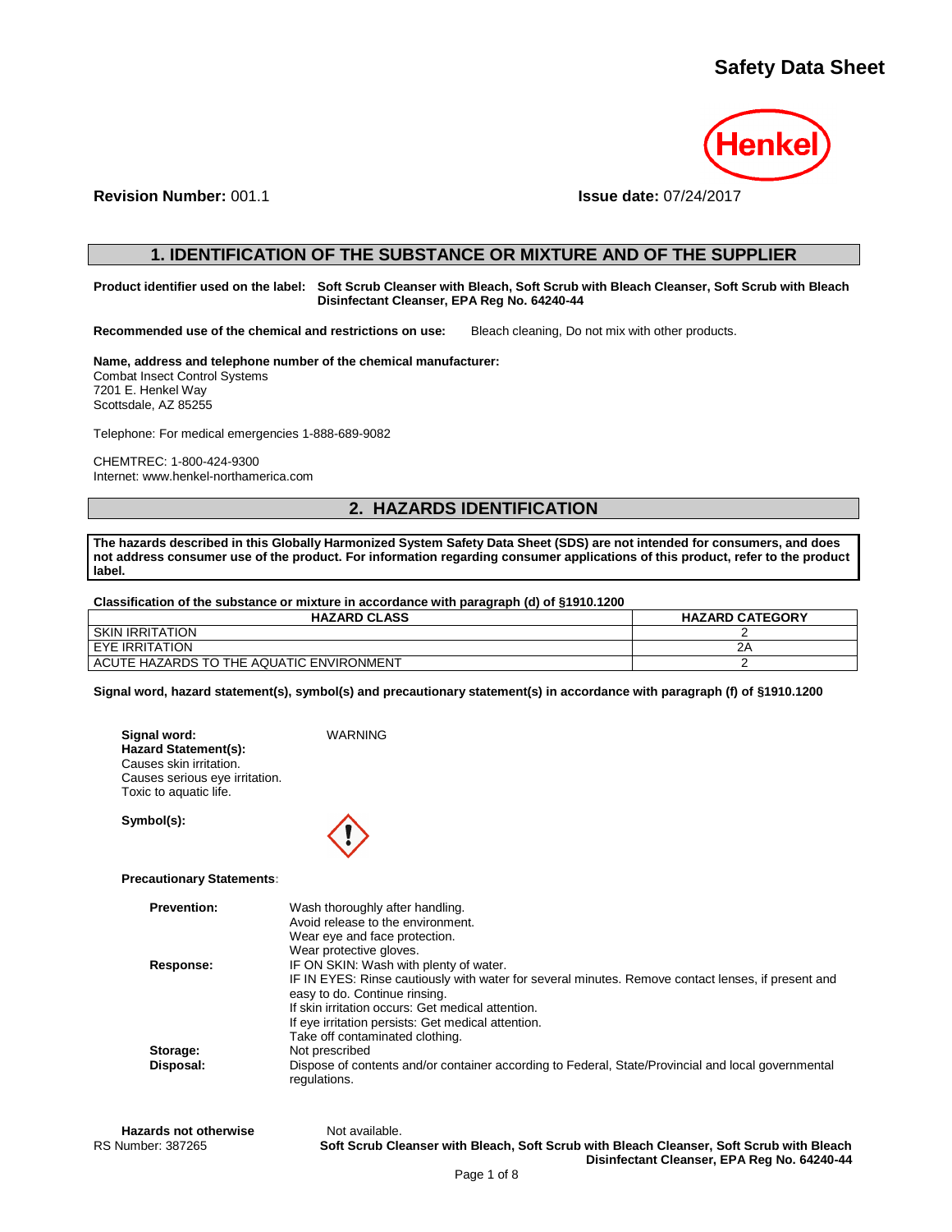# Safety Data Sheet

**Revision Number:** 001.1 **Issue date:** 07/24/2017

## 1. IDENTIFICATION OF THE SUBSTANCE OR MIXTURE AND OF THE SUPPLIER

**Product identifier used on the label:** **Soft Scrub Cleanser with Bleach, Soft Scrub with Bleach Cleanser, Soft Scrub with Bleach Disinfectant Cleanser, EPA Reg No. 64240-44**

**Recommended use of the chemical and restrictions on use:** Bleach cleaning, Do not mix with other products.

**Name, address and telephone number of the chemical manufacturer:**
Combat Insect Control Systems
7201 E. Henkel Way
Scottsdale, AZ 85255

Telephone: For medical emergencies 1-888-689-9082

CHEMTREC: 1-800-424-9300
Internet: www.henkel-northamerica.com

## 2. HAZARDS IDENTIFICATION

**The hazards described in this Globally Harmonized System Safety Data Sheet (SDS) are not intended for consumers, and does not address consumer use of the product. For information regarding consumer applications of this product, refer to the product label.**

**Classification of the substance or mixture in accordance with paragraph (d) of §1910.1200**

| HAZARD CLASS | HAZARD CATEGORY |
|---|---|
| SKIN IRRITATION | 2 |
| EYE IRRITATION | 2A |
| ACUTE HAZARDS TO THE AQUATIC ENVIRONMENT | 2 |

**Signal word, hazard statement(s), symbol(s) and precautionary statement(s) in accordance with paragraph (f) of §1910.1200**

**Signal word:** WARNING

**Hazard Statement(s):**
Causes skin irritation.
Causes serious eye irritation.
Toxic to aquatic life.

**Symbol(s):**

**Precautionary Statements:**

**Prevention:**
Wash thoroughly after handling.
Avoid release to the environment.
Wear eye and face protection.
Wear protective gloves.

**Response:**
IF ON SKIN: Wash with plenty of water.
IF IN EYES: Rinse cautiously with water for several minutes. Remove contact lenses, if present and easy to do. Continue rinsing.
If skin irritation occurs: Get medical attention.
If eye irritation persists: Get medical attention.
Take off contaminated clothing.

**Storage:** Not prescribed

**Disposal:** Dispose of contents and/or container according to Federal, State/Provincial and local governmental regulations.

**Hazards not otherwise** Not available.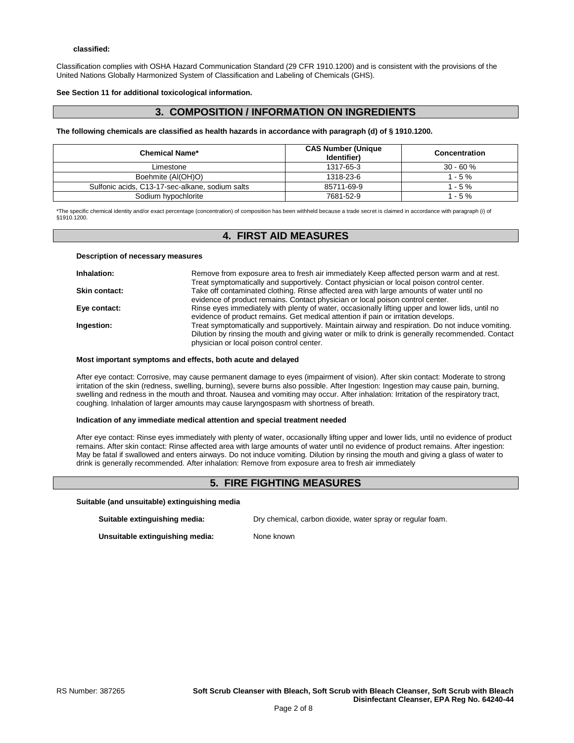**classified:**

Classification complies with OSHA Hazard Communication Standard (29 CFR 1910.1200) and is consistent with the provisions of the United Nations Globally Harmonized System of Classification and Labeling of Chemicals (GHS).

**See Section 11 for additional toxicological information.**

## 3. COMPOSITION / INFORMATION ON INGREDIENTS

**The following chemicals are classified as health hazards in accordance with paragraph (d) of § 1910.1200.**

| Chemical Name* | CAS Number (Unique Identifier) | Concentration |
|---|---|---|
| Limestone | 1317-65-3 | 30 - 60 % |
| Boehmite (Al(OH)O) | 1318-23-6 | 1 - 5 % |
| Sulfonic acids, C13-17-sec-alkane, sodium salts | 85711-69-9 | 1 - 5 % |
| Sodium hypochlorite | 7681-52-9 | 1 - 5 % |

*The specific chemical identity and/or exact percentage (concentration) of composition has been withheld because a trade secret is claimed in accordance with paragraph (i) of §1910.1200.

## 4. FIRST AID MEASURES

**Description of necessary measures**

**Inhalation:** Remove from exposure area to fresh air immediately Keep affected person warm and at rest. Treat symptomatically and supportively. Contact physician or local poison control center.

**Skin contact:** Take off contaminated clothing. Rinse affected area with large amounts of water until no evidence of product remains. Contact physician or local poison control center.

**Eye contact:** Rinse eyes immediately with plenty of water, occasionally lifting upper and lower lids, until no evidence of product remains. Get medical attention if pain or irritation develops.

**Ingestion:** Treat symptomatically and supportively. Maintain airway and respiration. Do not induce vomiting. Dilution by rinsing the mouth and giving water or milk to drink is generally recommended. Contact physician or local poison control center.

**Most important symptoms and effects, both acute and delayed**

After eye contact: Corrosive, may cause permanent damage to eyes (impairment of vision). After skin contact: Moderate to strong irritation of the skin (redness, swelling, burning), severe burns also possible. After Ingestion: Ingestion may cause pain, burning, swelling and redness in the mouth and throat. Nausea and vomiting may occur. After inhalation: Irritation of the respiratory tract, coughing. Inhalation of larger amounts may cause laryngospasm with shortness of breath.

**Indication of any immediate medical attention and special treatment needed**

After eye contact: Rinse eyes immediately with plenty of water, occasionally lifting upper and lower lids, until no evidence of product remains. After skin contact: Rinse affected area with large amounts of water until no evidence of product remains. After ingestion: May be fatal if swallowed and enters airways. Do not induce vomiting. Dilution by rinsing the mouth and giving a glass of water to drink is generally recommended. After inhalation: Remove from exposure area to fresh air immediately

## 5. FIRE FIGHTING MEASURES

**Suitable (and unsuitable) extinguishing media**

**Suitable extinguishing media:** Dry chemical, carbon dioxide, water spray or regular foam.

**Unsuitable extinguishing media:** None known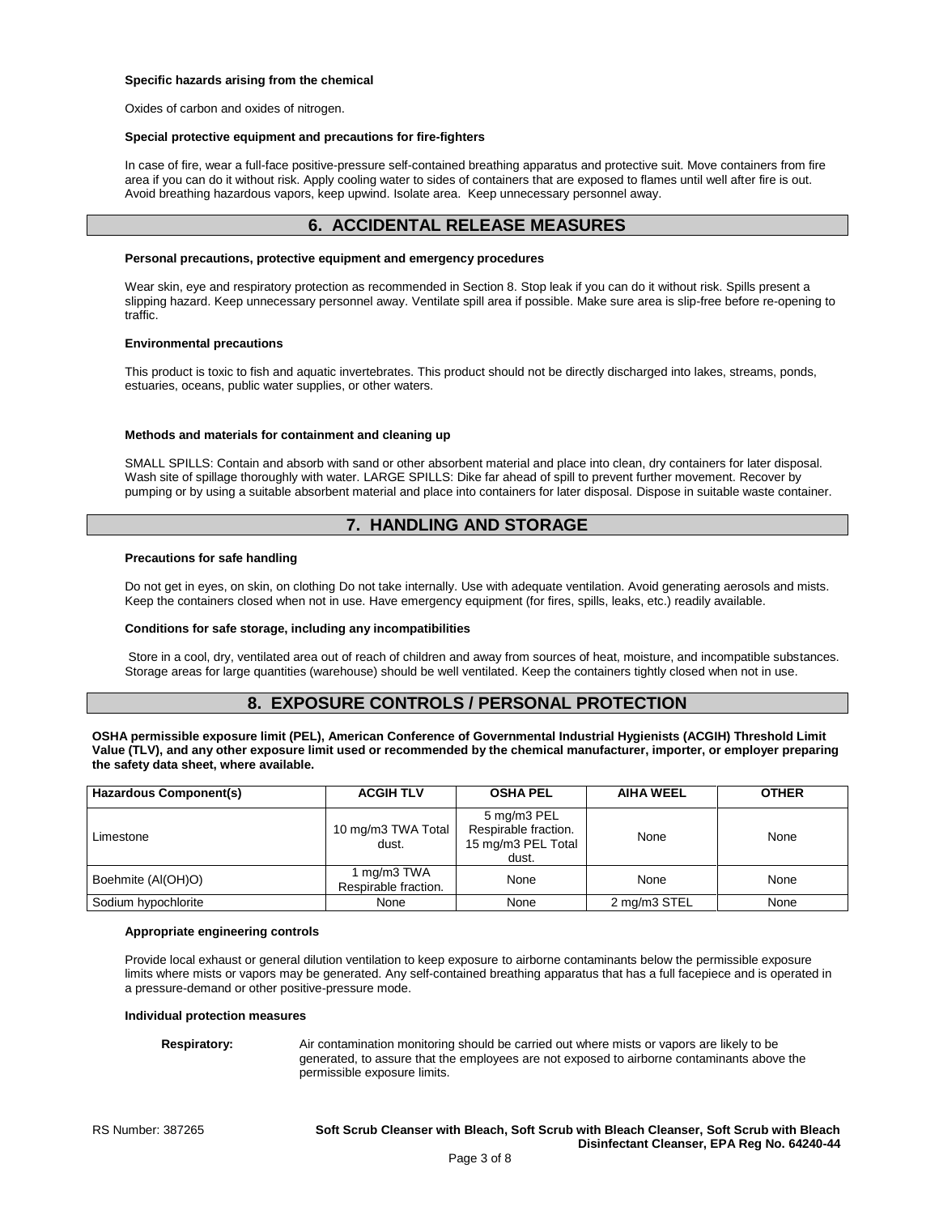**Specific hazards arising from the chemical**

Oxides of carbon and oxides of nitrogen.

**Special protective equipment and precautions for fire-fighters**

In case of fire, wear a full-face positive-pressure self-contained breathing apparatus and protective suit. Move containers from fire area if you can do it without risk. Apply cooling water to sides of containers that are exposed to flames until well after fire is out. Avoid breathing hazardous vapors, keep upwind. Isolate area. Keep unnecessary personnel away.

## 6. ACCIDENTAL RELEASE MEASURES

**Personal precautions, protective equipment and emergency procedures**

Wear skin, eye and respiratory protection as recommended in Section 8. Stop leak if you can do it without risk. Spills present a slipping hazard. Keep unnecessary personnel away. Ventilate spill area if possible. Make sure area is slip-free before re-opening to traffic.

**Environmental precautions**

This product is toxic to fish and aquatic invertebrates. This product should not be directly discharged into lakes, streams, ponds, estuaries, oceans, public water supplies, or other waters.

**Methods and materials for containment and cleaning up**

SMALL SPILLS: Contain and absorb with sand or other absorbent material and place into clean, dry containers for later disposal. Wash site of spillage thoroughly with water. LARGE SPILLS: Dike far ahead of spill to prevent further movement. Recover by pumping or by using a suitable absorbent material and place into containers for later disposal. Dispose in suitable waste container.

## 7. HANDLING AND STORAGE

**Precautions for safe handling**

Do not get in eyes, on skin, on clothing Do not take internally. Use with adequate ventilation. Avoid generating aerosols and mists. Keep the containers closed when not in use. Have emergency equipment (for fires, spills, leaks, etc.) readily available.

**Conditions for safe storage, including any incompatibilities**

Store in a cool, dry, ventilated area out of reach of children and away from sources of heat, moisture, and incompatible substances. Storage areas for large quantities (warehouse) should be well ventilated. Keep the containers tightly closed when not in use.

## 8. EXPOSURE CONTROLS / PERSONAL PROTECTION

**OSHA permissible exposure limit (PEL), American Conference of Governmental Industrial Hygienists (ACGIH) Threshold Limit Value (TLV), and any other exposure limit used or recommended by the chemical manufacturer, importer, or employer preparing the safety data sheet, where available.**

| Hazardous Component(s) | ACGIH TLV | OSHA PEL | AIHA WEEL | OTHER |
|---|---|---|---|---|
| Limestone | 10 mg/m3 TWA Total dust. | 5 mg/m3 PEL Respirable fraction. 15 mg/m3 PEL Total dust. | None | None |
| Boehmite (Al(OH)O) | 1 mg/m3 TWA Respirable fraction. | None | None | None |
| Sodium hypochlorite | None | None | 2 mg/m3 STEL | None |

**Appropriate engineering controls**

Provide local exhaust or general dilution ventilation to keep exposure to airborne contaminants below the permissible exposure limits where mists or vapors may be generated. Any self-contained breathing apparatus that has a full facepiece and is operated in a pressure-demand or other positive-pressure mode.

**Individual protection measures**

**Respiratory:** Air contamination monitoring should be carried out where mists or vapors are likely to be generated, to assure that the employees are not exposed to airborne contaminants above the permissible exposure limits.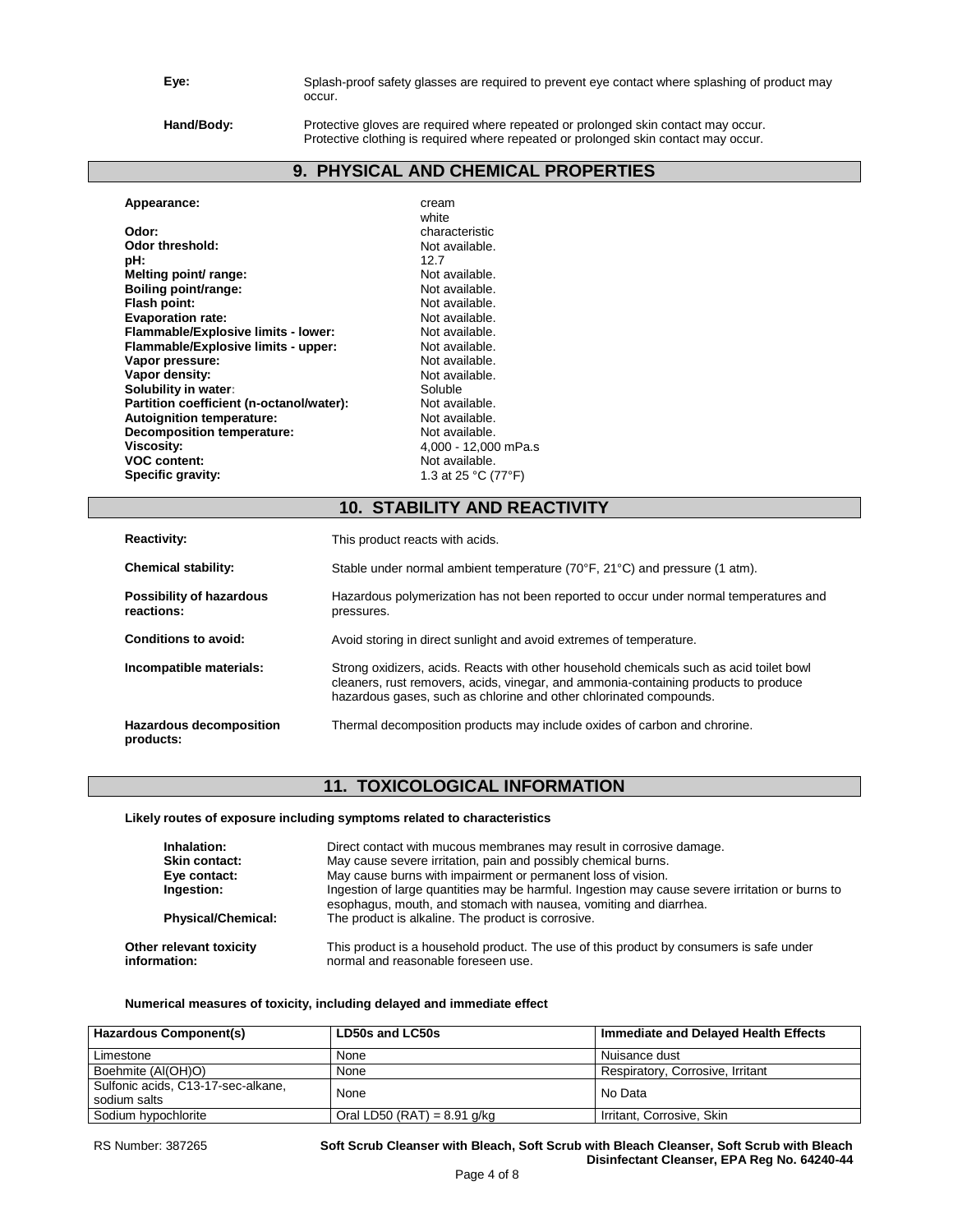**Eye:** Splash-proof safety glasses are required to prevent eye contact where splashing of product may occur.

**Hand/Body:** Protective gloves are required where repeated or prolonged skin contact may occur. Protective clothing is required where repeated or prolonged skin contact may occur.

## 9. PHYSICAL AND CHEMICAL PROPERTIES

| | |
|---|---|
| **Appearance:** | cream<br>white |
| **Odor:** | characteristic |
| **Odor threshold:** | Not available. |
| **pH:** | 12.7 |
| **Melting point/ range:** | Not available. |
| **Boiling point/range:** | Not available. |
| **Flash point:** | Not available. |
| **Evaporation rate:** | Not available. |
| **Flammable/Explosive limits - lower:** | Not available. |
| **Flammable/Explosive limits - upper:** | Not available. |
| **Vapor pressure:** | Not available. |
| **Vapor density:** | Not available. |
| **Solubility in water:** | Soluble |
| **Partition coefficient (n-octanol/water):** | Not available. |
| **Autoignition temperature:** | Not available. |
| **Decomposition temperature:** | Not available. |
| **Viscosity:** | 4,000 - 12,000 mPa.s |
| **VOC content:** | Not available. |
| **Specific gravity:** | 1.3 at 25 °C (77°F) |

## 10. STABILITY AND REACTIVITY

**Reactivity:** This product reacts with acids.

**Chemical stability:** Stable under normal ambient temperature (70°F, 21°C) and pressure (1 atm).

**Possibility of hazardous reactions:** Hazardous polymerization has not been reported to occur under normal temperatures and pressures.

**Conditions to avoid:** Avoid storing in direct sunlight and avoid extremes of temperature.

**Incompatible materials:** Strong oxidizers, acids. Reacts with other household chemicals such as acid toilet bowl cleaners, rust removers, acids, vinegar, and ammonia-containing products to produce hazardous gases, such as chlorine and other chlorinated compounds.

**Hazardous decomposition products:** Thermal decomposition products may include oxides of carbon and chrorine.

## 11. TOXICOLOGICAL INFORMATION

**Likely routes of exposure including symptoms related to characteristics**

**Inhalation:** Direct contact with mucous membranes may result in corrosive damage.
**Skin contact:** May cause severe irritation, pain and possibly chemical burns.
**Eye contact:** May cause burns with impairment or permanent loss of vision.
**Ingestion:** Ingestion of large quantities may be harmful. Ingestion may cause severe irritation or burns to esophagus, mouth, and stomach with nausea, vomiting and diarrhea.
**Physical/Chemical:** The product is alkaline. The product is corrosive.

**Other relevant toxicity information:** This product is a household product. The use of this product by consumers is safe under normal and reasonable foreseen use.

**Numerical measures of toxicity, including delayed and immediate effect**

| Hazardous Component(s) | LD50s and LC50s | Immediate and Delayed Health Effects |
|---|---|---|
| Limestone | None | Nuisance dust |
| Boehmite (Al(OH)O) | None | Respiratory, Corrosive, Irritant |
| Sulfonic acids, C13-17-sec-alkane, sodium salts | None | No Data |
| Sodium hypochlorite | Oral LD50 (RAT) = 8.91 g/kg | Irritant, Corrosive, Skin |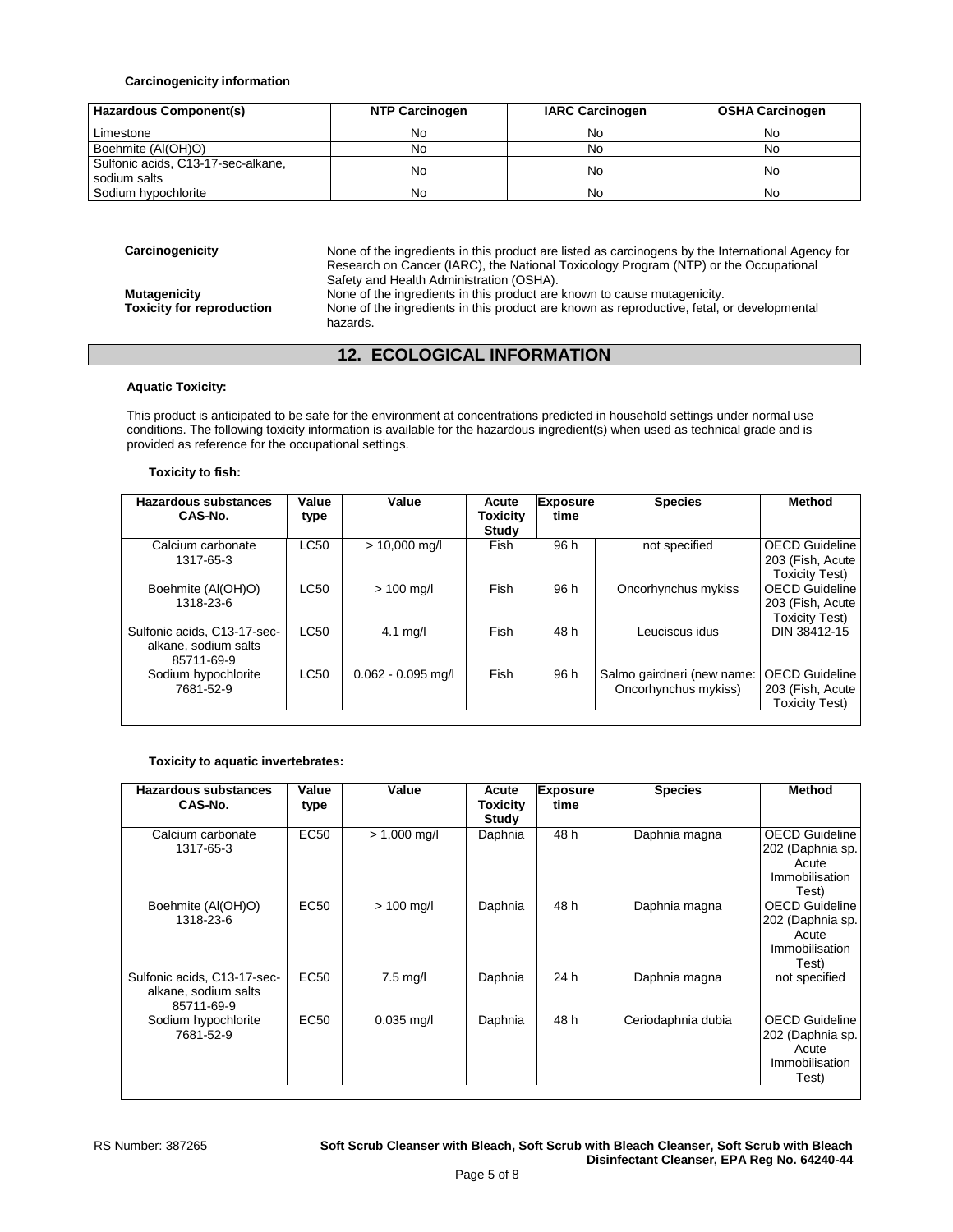**Carcinogenicity information**

| Hazardous Component(s) | NTP Carcinogen | IARC Carcinogen | OSHA Carcinogen |
|---|---|---|---|
| Limestone | No | No | No |
| Boehmite (Al(OH)O) | No | No | No |
| Sulfonic acids, C13-17-sec-alkane, sodium salts | No | No | No |
| Sodium hypochlorite | No | No | No |

**Carcinogenicity** None of the ingredients in this product are listed as carcinogens by the International Agency for Research on Cancer (IARC), the National Toxicology Program (NTP) or the Occupational Safety and Health Administration (OSHA).

**Mutagenicity** None of the ingredients in this product are known to cause mutagenicity.

**Toxicity for reproduction** None of the ingredients in this product are known as reproductive, fetal, or developmental hazards.

## 12. ECOLOGICAL INFORMATION

**Aquatic Toxicity:**

This product is anticipated to be safe for the environment at concentrations predicted in household settings under normal use conditions. The following toxicity information is available for the hazardous ingredient(s) when used as technical grade and is provided as reference for the occupational settings.

**Toxicity to fish:**

| Hazardous substances CAS-No. | Value type | Value | Acute Toxicity Study | Exposure time | Species | Method |
|---|---|---|---|---|---|---|
| Calcium carbonate 1317-65-3 | LC50 | > 10,000 mg/l | Fish | 96 h | not specified | OECD Guideline 203 (Fish, Acute Toxicity Test) |
| Boehmite (Al(OH)O) 1318-23-6 | LC50 | > 100 mg/l | Fish | 96 h | Oncorhynchus mykiss | OECD Guideline 203 (Fish, Acute Toxicity Test) |
| Sulfonic acids, C13-17-sec-alkane, sodium salts 85711-69-9 | LC50 | 4.1 mg/l | Fish | 48 h | Leuciscus idus | DIN 38412-15 |
| Sodium hypochlorite 7681-52-9 | LC50 | 0.062 - 0.095 mg/l | Fish | 96 h | Salmo gairdneri (new name: Oncorhynchus mykiss) | OECD Guideline 203 (Fish, Acute Toxicity Test) |

**Toxicity to aquatic invertebrates:**

| Hazardous substances CAS-No. | Value type | Value | Acute Toxicity Study | Exposure time | Species | Method |
|---|---|---|---|---|---|---|
| Calcium carbonate 1317-65-3 | EC50 | > 1,000 mg/l | Daphnia | 48 h | Daphnia magna | OECD Guideline 202 (Daphnia sp. Acute Immobilisation Test) |
| Boehmite (Al(OH)O) 1318-23-6 | EC50 | > 100 mg/l | Daphnia | 48 h | Daphnia magna | OECD Guideline 202 (Daphnia sp. Acute Immobilisation Test) |
| Sulfonic acids, C13-17-sec-alkane, sodium salts 85711-69-9 | EC50 | 7.5 mg/l | Daphnia | 24 h | Daphnia magna | not specified |
| Sodium hypochlorite 7681-52-9 | EC50 | 0.035 mg/l | Daphnia | 48 h | Ceriodaphnia dubia | OECD Guideline 202 (Daphnia sp. Acute Immobilisation Test) |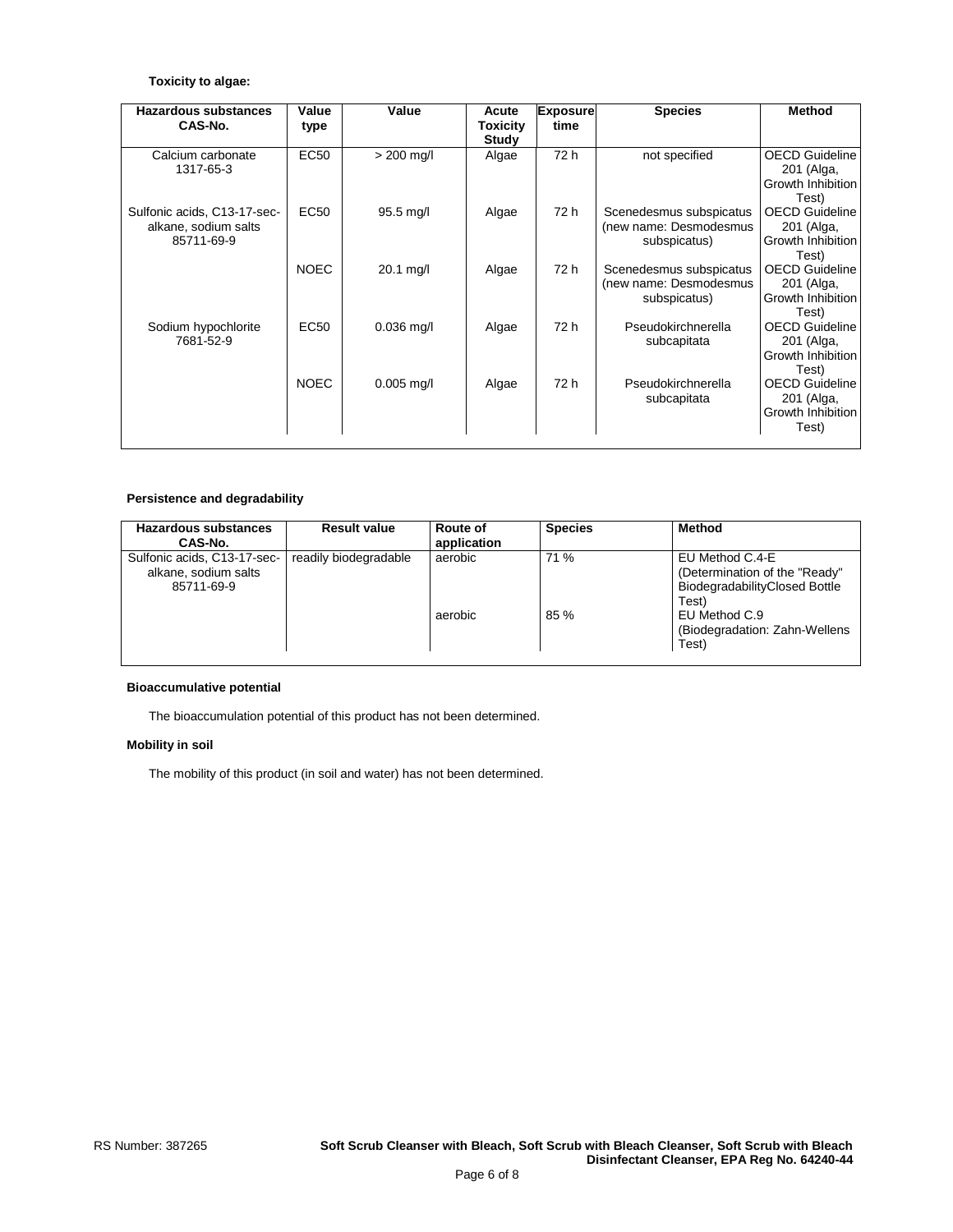**Toxicity to algae:**

| Hazardous substances CAS-No. | Value type | Value | Acute Toxicity Study | Exposure time | Species | Method |
|---|---|---|---|---|---|---|
| Calcium carbonate 1317-65-3 | EC50 | > 200 mg/l | Algae | 72 h | not specified | OECD Guideline 201 (Alga, Growth Inhibition Test) |
| Sulfonic acids, C13-17-sec-alkane, sodium salts 85711-69-9 | EC50 | 95.5 mg/l | Algae | 72 h | Scenedesmus subspicatus (new name: Desmodesmus subspicatus) | OECD Guideline 201 (Alga, Growth Inhibition Test) |
| | NOEC | 20.1 mg/l | Algae | 72 h | Scenedesmus subspicatus (new name: Desmodesmus subspicatus) | OECD Guideline 201 (Alga, Growth Inhibition Test) |
| Sodium hypochlorite 7681-52-9 | EC50 | 0.036 mg/l | Algae | 72 h | Pseudokirchnerella subcapitata | OECD Guideline 201 (Alga, Growth Inhibition Test) |
| | NOEC | 0.005 mg/l | Algae | 72 h | Pseudokirchnerella subcapitata | OECD Guideline 201 (Alga, Growth Inhibition Test) |

**Persistence and degradability**

| Hazardous substances CAS-No. | Result value | Route of application | Species | Method |
|---|---|---|---|---|
| Sulfonic acids, C13-17-sec-alkane, sodium salts 85711-69-9 | readily biodegradable | aerobic | 71 % | EU Method C.4-E (Determination of the "Ready" BiodegradabilityClosed Bottle Test) |
| | | aerobic | 85 % | EU Method C.9 (Biodegradation: Zahn-Wellens Test) |

**Bioaccumulative potential**

The bioaccumulation potential of this product has not been determined.

**Mobility in soil**

The mobility of this product (in soil and water) has not been determined.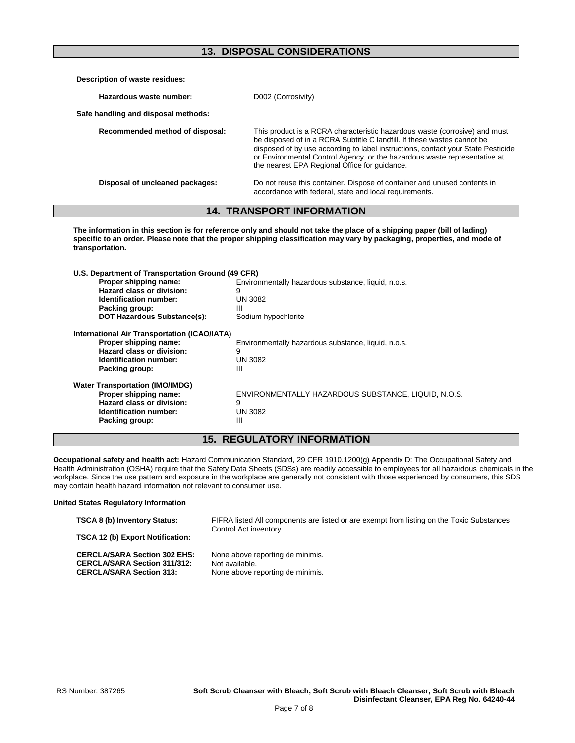## 13. DISPOSAL CONSIDERATIONS

**Description of waste residues:**

| | |
|---|---|
| **Hazardous waste number:** | D002 (Corrosivity) |

**Safe handling and disposal methods:**

| | |
|---|---|
| **Recommended method of disposal:** | This product is a RCRA characteristic hazardous waste (corrosive) and must be disposed of in a RCRA Subtitle C landfill. If these wastes cannot be disposed of by use according to label instructions, contact your State Pesticide or Environmental Control Agency, or the hazardous waste representative at the nearest EPA Regional Office for guidance. |
| **Disposal of uncleaned packages:** | Do not reuse this container. Dispose of container and unused contents in accordance with federal, state and local requirements. |

## 14. TRANSPORT INFORMATION

**The information in this section is for reference only and should not take the place of a shipping paper (bill of lading) specific to an order. Please note that the proper shipping classification may vary by packaging, properties, and mode of transportation.**

**U.S. Department of Transportation Ground (49 CFR)**

| | |
|---|---|
| **Proper shipping name:** | Environmentally hazardous substance, liquid, n.o.s. |
| **Hazard class or division:** | 9 |
| **Identification number:** | UN 3082 |
| **Packing group:** | III |
| **DOT Hazardous Substance(s):** | Sodium hypochlorite |

**International Air Transportation (ICAO/IATA)**

| | |
|---|---|
| **Proper shipping name:** | Environmentally hazardous substance, liquid, n.o.s. |
| **Hazard class or division:** | 9 |
| **Identification number:** | UN 3082 |
| **Packing group:** | III |

**Water Transportation (IMO/IMDG)**

| | |
|---|---|
| **Proper shipping name:** | ENVIRONMENTALLY HAZARDOUS SUBSTANCE, LIQUID, N.O.S. |
| **Hazard class or division:** | 9 |
| **Identification number:** | UN 3082 |
| **Packing group:** | III |

## 15. REGULATORY INFORMATION

**Occupational safety and health act:** Hazard Communication Standard, 29 CFR 1910.1200(g) Appendix D: The Occupational Safety and Health Administration (OSHA) require that the Safety Data Sheets (SDSs) are readily accessible to employees for all hazardous chemicals in the workplace. Since the use pattern and exposure in the workplace are generally not consistent with those experienced by consumers, this SDS may contain health hazard information not relevant to consumer use.

**United States Regulatory Information**

| | |
|---|---|
| **TSCA 8 (b) Inventory Status:** | FIFRA listed All components are listed or are exempt from listing on the Toxic Substances Control Act inventory. |
| **TSCA 12 (b) Export Notification:** | |
| **CERCLA/SARA Section 302 EHS:** | None above reporting de minimis. |
| **CERCLA/SARA Section 311/312:** | Not available. |
| **CERCLA/SARA Section 313:** | None above reporting de minimis. |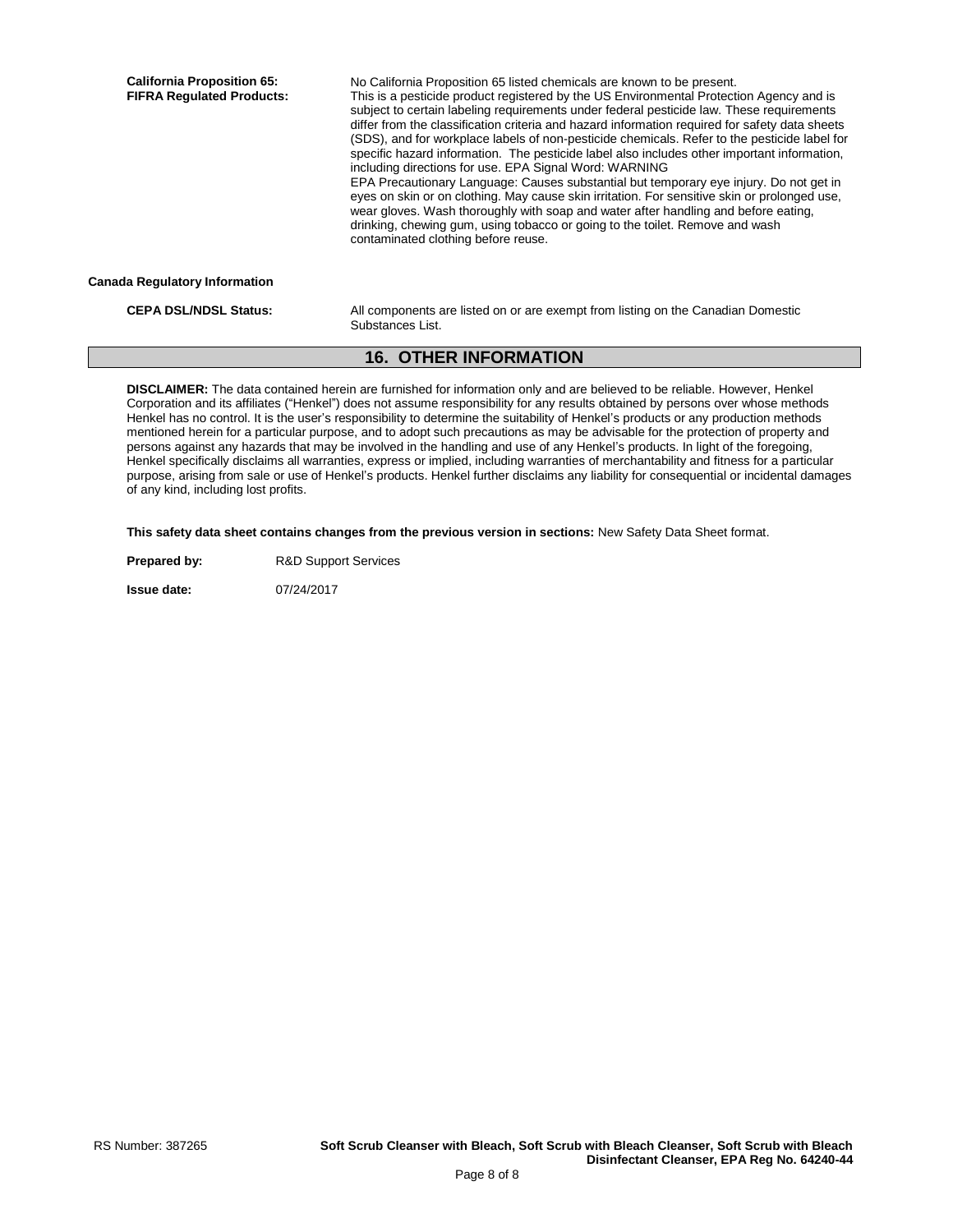**California Proposition 65:** No California Proposition 65 listed chemicals are known to be present.

**FIFRA Regulated Products:** This is a pesticide product registered by the US Environmental Protection Agency and is subject to certain labeling requirements under federal pesticide law. These requirements differ from the classification criteria and hazard information required for safety data sheets (SDS), and for workplace labels of non-pesticide chemicals. Refer to the pesticide label for specific hazard information. The pesticide label also includes other important information, including directions for use. EPA Signal Word: WARNING
EPA Precautionary Language: Causes substantial but temporary eye injury. Do not get in eyes on skin or on clothing. May cause skin irritation. For sensitive skin or prolonged use, wear gloves. Wash thoroughly with soap and water after handling and before eating, drinking, chewing gum, using tobacco or going to the toilet. Remove and wash contaminated clothing before reuse.

**Canada Regulatory Information**

**CEPA DSL/NDSL Status:** All components are listed on or are exempt from listing on the Canadian Domestic Substances List.

## 16. OTHER INFORMATION

**DISCLAIMER:** The data contained herein are furnished for information only and are believed to be reliable. However, Henkel Corporation and its affiliates ("Henkel") does not assume responsibility for any results obtained by persons over whose methods Henkel has no control. It is the user's responsibility to determine the suitability of Henkel's products or any production methods mentioned herein for a particular purpose, and to adopt such precautions as may be advisable for the protection of property and persons against any hazards that may be involved in the handling and use of any Henkel's products. In light of the foregoing, Henkel specifically disclaims all warranties, express or implied, including warranties of merchantability and fitness for a particular purpose, arising from sale or use of Henkel's products. Henkel further disclaims any liability for consequential or incidental damages of any kind, including lost profits.

**This safety data sheet contains changes from the previous version in sections:** New Safety Data Sheet format.

**Prepared by:** R&D Support Services

**Issue date:** 07/24/2017